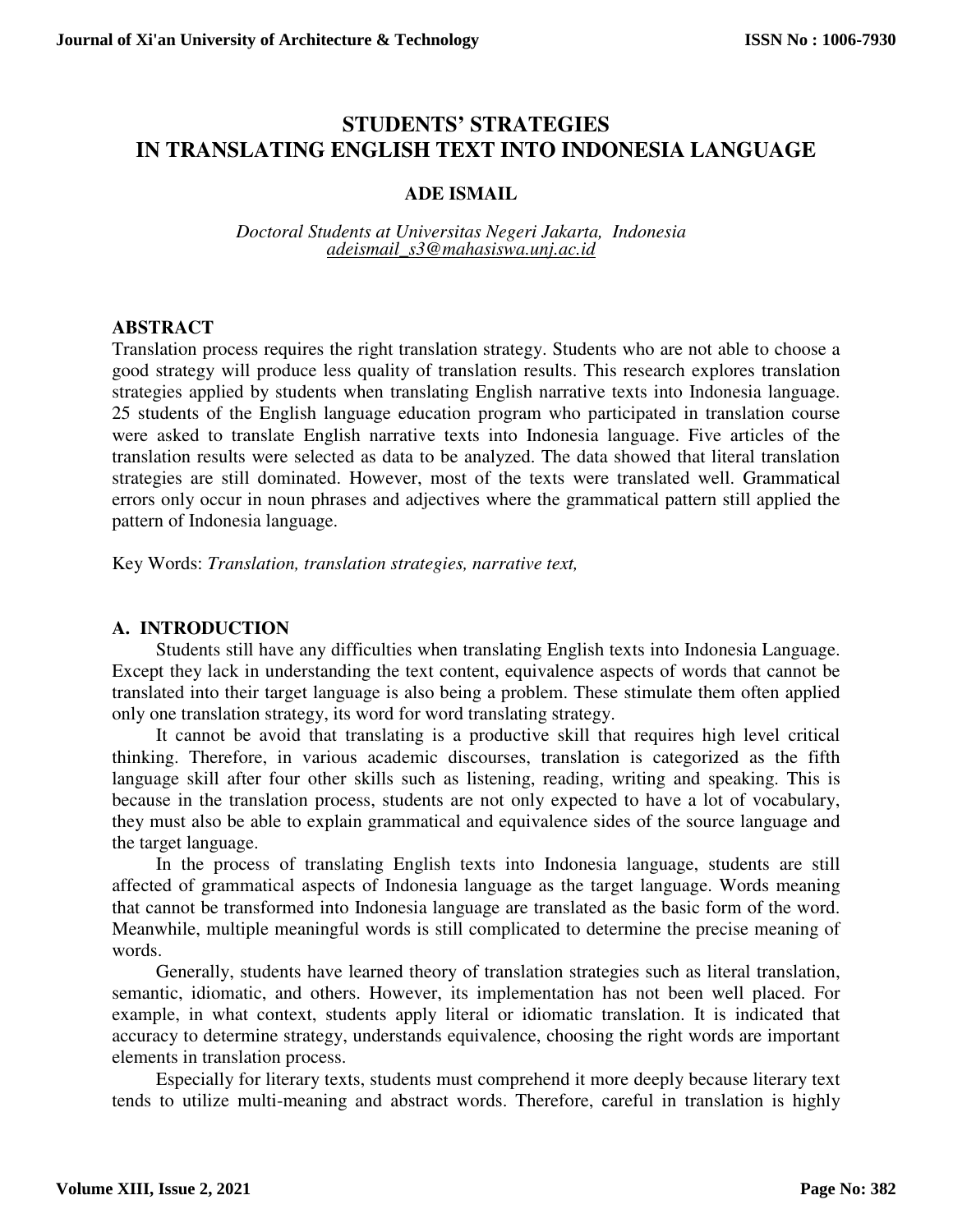# STUDENTS' STRATEGIES IN TRANSLATING ENGLISH TEXT INTO INDONESIA LANGUAGE

**ADE ISMAIL**

*Doctoral Students at Universitas Negeri Jakarta, Indonesia*
*adeismail_s3@mahasiswa.unj.ac.id*

## ABSTRACT

Translation process requires the right translation strategy. Students who are not able to choose a good strategy will produce less quality of translation results. This research explores translation strategies applied by students when translating English narrative texts into Indonesia language. 25 students of the English language education program who participated in translation course were asked to translate English narrative texts into Indonesia language. Five articles of the translation results were selected as data to be analyzed. The data showed that literal translation strategies are still dominated. However, most of the texts were translated well. Grammatical errors only occur in noun phrases and adjectives where the grammatical pattern still applied the pattern of Indonesia language.

Key Words: *Translation, translation strategies, narrative text,*

## A. INTRODUCTION

Students still have any difficulties when translating English texts into Indonesia Language. Except they lack in understanding the text content, equivalence aspects of words that cannot be translated into their target language is also being a problem. These stimulate them often applied only one translation strategy, its word for word translating strategy.

It cannot be avoid that translating is a productive skill that requires high level critical thinking. Therefore, in various academic discourses, translation is categorized as the fifth language skill after four other skills such as listening, reading, writing and speaking. This is because in the translation process, students are not only expected to have a lot of vocabulary, they must also be able to explain grammatical and equivalence sides of the source language and the target language.

In the process of translating English texts into Indonesia language, students are still affected of grammatical aspects of Indonesia language as the target language. Words meaning that cannot be transformed into Indonesia language are translated as the basic form of the word. Meanwhile, multiple meaningful words is still complicated to determine the precise meaning of words.

Generally, students have learned theory of translation strategies such as literal translation, semantic, idiomatic, and others. However, its implementation has not been well placed. For example, in what context, students apply literal or idiomatic translation. It is indicated that accuracy to determine strategy, understands equivalence, choosing the right words are important elements in translation process.

Especially for literary texts, students must comprehend it more deeply because literary text tends to utilize multi-meaning and abstract words. Therefore, careful in translation is highly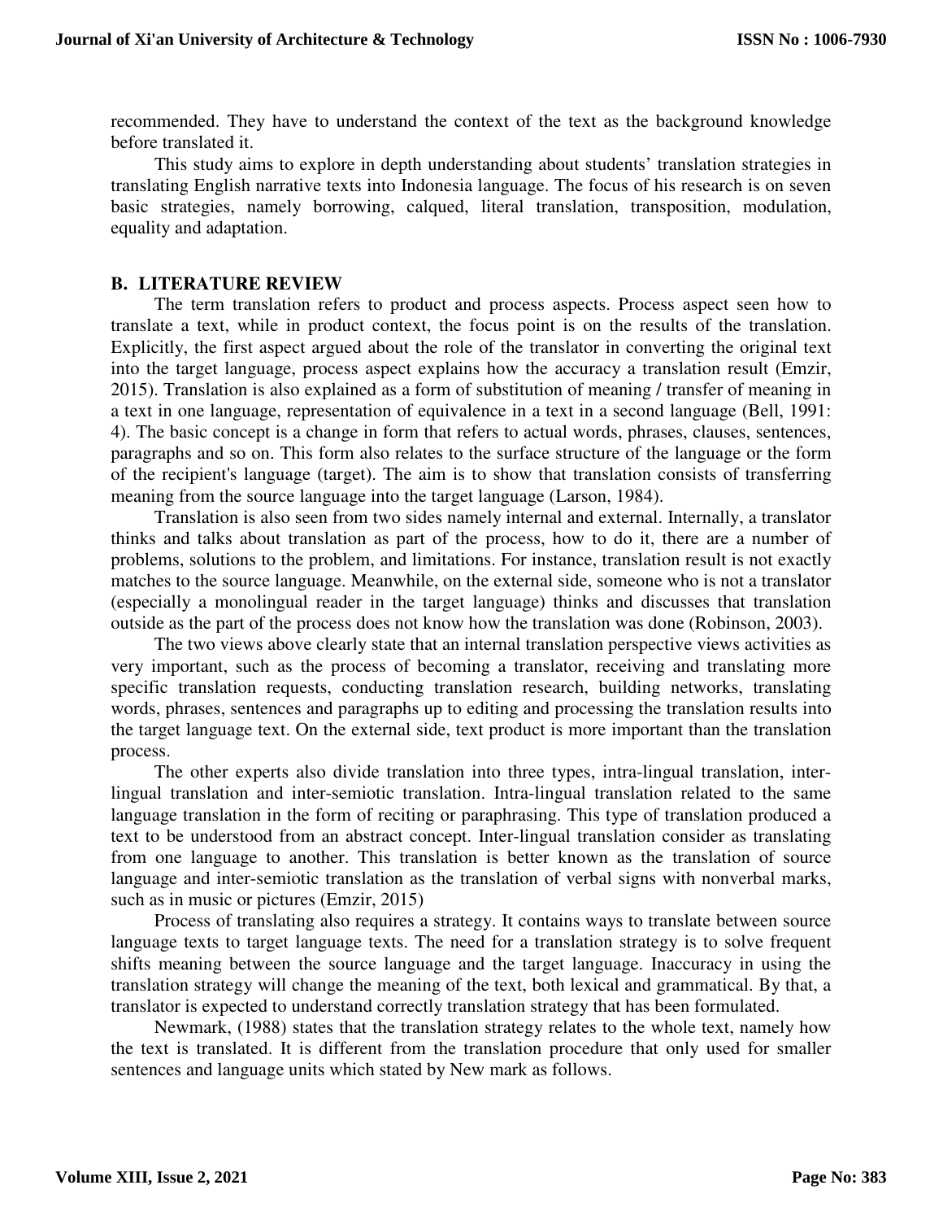recommended. They have to understand the context of the text as the background knowledge before translated it.

This study aims to explore in depth understanding about students' translation strategies in translating English narrative texts into Indonesia language. The focus of his research is on seven basic strategies, namely borrowing, calqued, literal translation, transposition, modulation, equality and adaptation.

## B. LITERATURE REVIEW

The term translation refers to product and process aspects. Process aspect seen how to translate a text, while in product context, the focus point is on the results of the translation. Explicitly, the first aspect argued about the role of the translator in converting the original text into the target language, process aspect explains how the accuracy a translation result (Emzir, 2015). Translation is also explained as a form of substitution of meaning / transfer of meaning in a text in one language, representation of equivalence in a text in a second language (Bell, 1991: 4). The basic concept is a change in form that refers to actual words, phrases, clauses, sentences, paragraphs and so on. This form also relates to the surface structure of the language or the form of the recipient's language (target). The aim is to show that translation consists of transferring meaning from the source language into the target language (Larson, 1984).

Translation is also seen from two sides namely internal and external. Internally, a translator thinks and talks about translation as part of the process, how to do it, there are a number of problems, solutions to the problem, and limitations. For instance, translation result is not exactly matches to the source language. Meanwhile, on the external side, someone who is not a translator (especially a monolingual reader in the target language) thinks and discusses that translation outside as the part of the process does not know how the translation was done (Robinson, 2003).

The two views above clearly state that an internal translation perspective views activities as very important, such as the process of becoming a translator, receiving and translating more specific translation requests, conducting translation research, building networks, translating words, phrases, sentences and paragraphs up to editing and processing the translation results into the target language text. On the external side, text product is more important than the translation process.

The other experts also divide translation into three types, intra-lingual translation, inter-lingual translation and inter-semiotic translation. Intra-lingual translation related to the same language translation in the form of reciting or paraphrasing. This type of translation produced a text to be understood from an abstract concept. Inter-lingual translation consider as translating from one language to another. This translation is better known as the translation of source language and inter-semiotic translation as the translation of verbal signs with nonverbal marks, such as in music or pictures (Emzir, 2015)

Process of translating also requires a strategy. It contains ways to translate between source language texts to target language texts. The need for a translation strategy is to solve frequent shifts meaning between the source language and the target language. Inaccuracy in using the translation strategy will change the meaning of the text, both lexical and grammatical. By that, a translator is expected to understand correctly translation strategy that has been formulated.

Newmark, (1988) states that the translation strategy relates to the whole text, namely how the text is translated. It is different from the translation procedure that only used for smaller sentences and language units which stated by New mark as follows.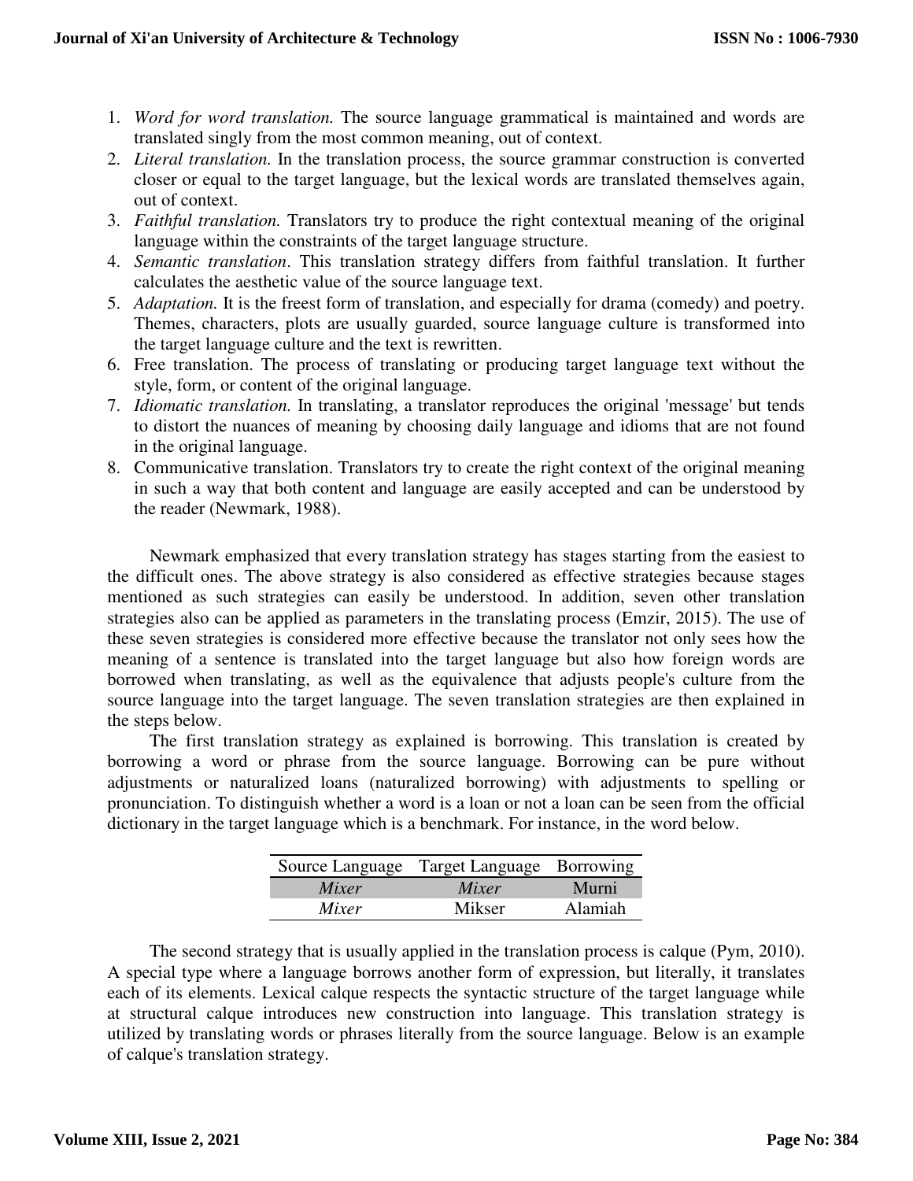1. *Word for word translation.* The source language grammatical is maintained and words are translated singly from the most common meaning, out of context.
2. *Literal translation.* In the translation process, the source grammar construction is converted closer or equal to the target language, but the lexical words are translated themselves again, out of context.
3. *Faithful translation.* Translators try to produce the right contextual meaning of the original language within the constraints of the target language structure.
4. *Semantic translation*. This translation strategy differs from faithful translation. It further calculates the aesthetic value of the source language text.
5. *Adaptation.* It is the freest form of translation, and especially for drama (comedy) and poetry. Themes, characters, plots are usually guarded, source language culture is transformed into the target language culture and the text is rewritten.
6. Free translation. The process of translating or producing target language text without the style, form, or content of the original language.
7. *Idiomatic translation.* In translating, a translator reproduces the original 'message' but tends to distort the nuances of meaning by choosing daily language and idioms that are not found in the original language.
8. Communicative translation. Translators try to create the right context of the original meaning in such a way that both content and language are easily accepted and can be understood by the reader (Newmark, 1988).

Newmark emphasized that every translation strategy has stages starting from the easiest to the difficult ones. The above strategy is also considered as effective strategies because stages mentioned as such strategies can easily be understood. In addition, seven other translation strategies also can be applied as parameters in the translating process (Emzir, 2015). The use of these seven strategies is considered more effective because the translator not only sees how the meaning of a sentence is translated into the target language but also how foreign words are borrowed when translating, as well as the equivalence that adjusts people's culture from the source language into the target language. The seven translation strategies are then explained in the steps below.

The first translation strategy as explained is borrowing. This translation is created by borrowing a word or phrase from the source language. Borrowing can be pure without adjustments or naturalized loans (naturalized borrowing) with adjustments to spelling or pronunciation. To distinguish whether a word is a loan or not a loan can be seen from the official dictionary in the target language which is a benchmark. For instance, in the word below.

| Source Language | Target Language | Borrowing |
|---|---|---|
| *Mixer* | *Mixer* | Murni |
| *Mixer* | Mikser | Alamiah |

The second strategy that is usually applied in the translation process is calque (Pym, 2010). A special type where a language borrows another form of expression, but literally, it translates each of its elements. Lexical calque respects the syntactic structure of the target language while at structural calque introduces new construction into language. This translation strategy is utilized by translating words or phrases literally from the source language. Below is an example of calque's translation strategy.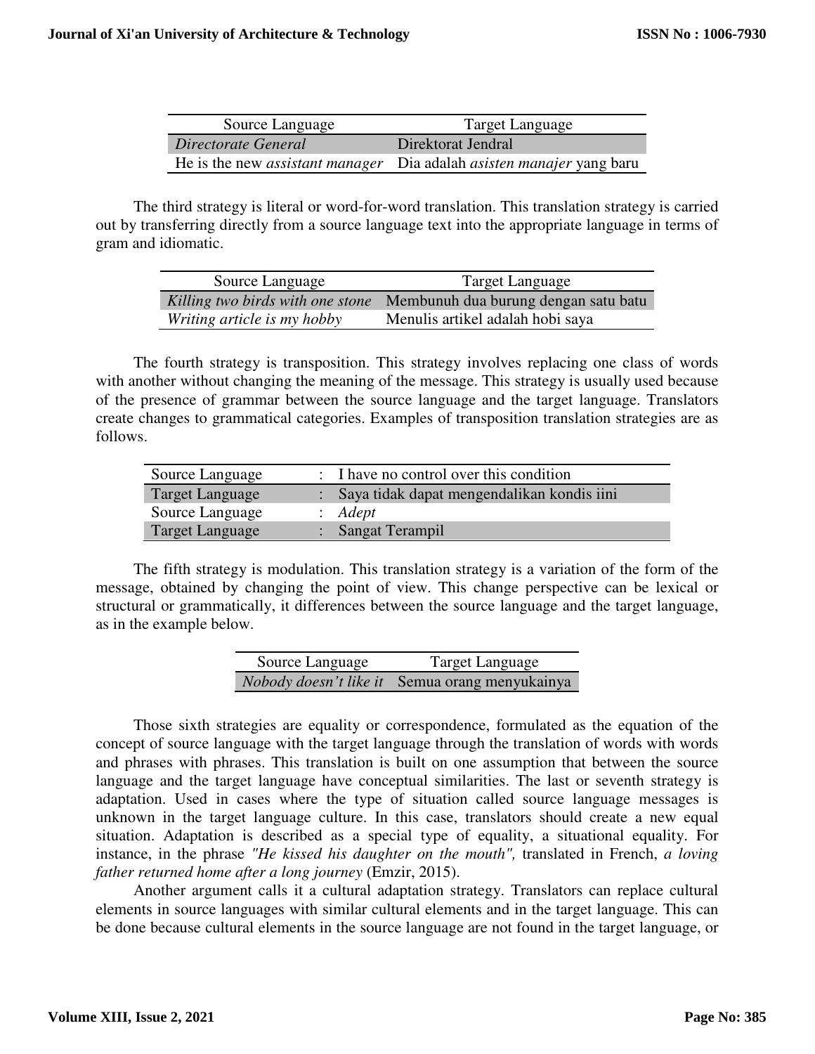| Source Language | Target Language |
|---|---|
| *Directorate General* | Direktorat Jendral |
| He is the new *assistant manager* | Dia adalah *asisten manajer* yang baru |

The third strategy is literal or word-for-word translation. This translation strategy is carried out by transferring directly from a source language text into the appropriate language in terms of gram and idiomatic.

| Source Language | Target Language |
|---|---|
| *Killing two birds with one stone* | Membunuh dua burung dengan satu batu |
| *Writing article is my hobby* | Menulis artikel adalah hobi saya |

The fourth strategy is transposition. This strategy involves replacing one class of words with another without changing the meaning of the message. This strategy is usually used because of the presence of grammar between the source language and the target language. Translators create changes to grammatical categories. Examples of transposition translation strategies are as follows.

| | | |
|---|---|---|
| Source Language | : | I have no control over this condition |
| Target Language | : | Saya tidak dapat mengendalikan kondis iini |
| Source Language | : | *Adept* |
| Target Language | : | Sangat Terampil |

The fifth strategy is modulation. This translation strategy is a variation of the form of the message, obtained by changing the point of view. This change perspective can be lexical or structural or grammatically, it differences between the source language and the target language, as in the example below.

| Source Language | Target Language |
|---|---|
| *Nobody doesn't like it* | Semua orang menyukainya |

Those sixth strategies are equality or correspondence, formulated as the equation of the concept of source language with the target language through the translation of words with words and phrases with phrases. This translation is built on one assumption that between the source language and the target language have conceptual similarities. The last or seventh strategy is adaptation. Used in cases where the type of situation called source language messages is unknown in the target language culture. In this case, translators should create a new equal situation. Adaptation is described as a special type of equality, a situational equality. For instance, in the phrase *"He kissed his daughter on the mouth",* translated in French, *a loving father returned home after a long journey* (Emzir, 2015).

Another argument calls it a cultural adaptation strategy. Translators can replace cultural elements in source languages with similar cultural elements and in the target language. This can be done because cultural elements in the source language are not found in the target language, or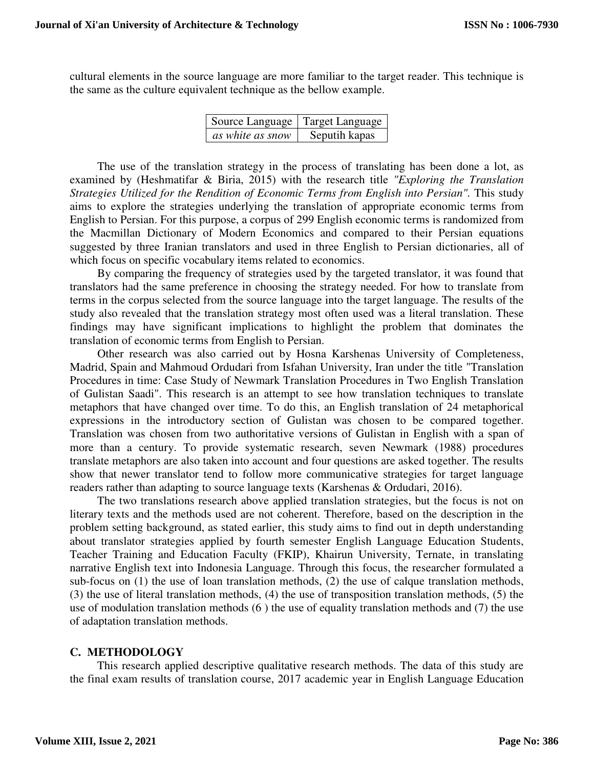cultural elements in the source language are more familiar to the target reader. This technique is the same as the culture equivalent technique as the bellow example.

| Source Language | Target Language |
|---|---|
| *as white as snow* | Seputih kapas |

The use of the translation strategy in the process of translating has been done a lot, as examined by (Heshmatifar & Biria, 2015) with the research title *"Exploring the Translation Strategies Utilized for the Rendition of Economic Terms from English into Persian".* This study aims to explore the strategies underlying the translation of appropriate economic terms from English to Persian. For this purpose, a corpus of 299 English economic terms is randomized from the Macmillan Dictionary of Modern Economics and compared to their Persian equations suggested by three Iranian translators and used in three English to Persian dictionaries, all of which focus on specific vocabulary items related to economics.

By comparing the frequency of strategies used by the targeted translator, it was found that translators had the same preference in choosing the strategy needed. For how to translate from terms in the corpus selected from the source language into the target language. The results of the study also revealed that the translation strategy most often used was a literal translation. These findings may have significant implications to highlight the problem that dominates the translation of economic terms from English to Persian.

Other research was also carried out by Hosna Karshenas University of Completeness, Madrid, Spain and Mahmoud Ordudari from Isfahan University, Iran under the title "Translation Procedures in time: Case Study of Newmark Translation Procedures in Two English Translation of Gulistan Saadi". This research is an attempt to see how translation techniques to translate metaphors that have changed over time. To do this, an English translation of 24 metaphorical expressions in the introductory section of Gulistan was chosen to be compared together. Translation was chosen from two authoritative versions of Gulistan in English with a span of more than a century. To provide systematic research, seven Newmark (1988) procedures translate metaphors are also taken into account and four questions are asked together. The results show that newer translator tend to follow more communicative strategies for target language readers rather than adapting to source language texts (Karshenas & Ordudari, 2016).

The two translations research above applied translation strategies, but the focus is not on literary texts and the methods used are not coherent. Therefore, based on the description in the problem setting background, as stated earlier, this study aims to find out in depth understanding about translator strategies applied by fourth semester English Language Education Students, Teacher Training and Education Faculty (FKIP), Khairun University, Ternate, in translating narrative English text into Indonesia Language. Through this focus, the researcher formulated a sub-focus on (1) the use of loan translation methods, (2) the use of calque translation methods, (3) the use of literal translation methods, (4) the use of transposition translation methods, (5) the use of modulation translation methods (6 ) the use of equality translation methods and (7) the use of adaptation translation methods.

## C. METHODOLOGY

This research applied descriptive qualitative research methods. The data of this study are the final exam results of translation course, 2017 academic year in English Language Education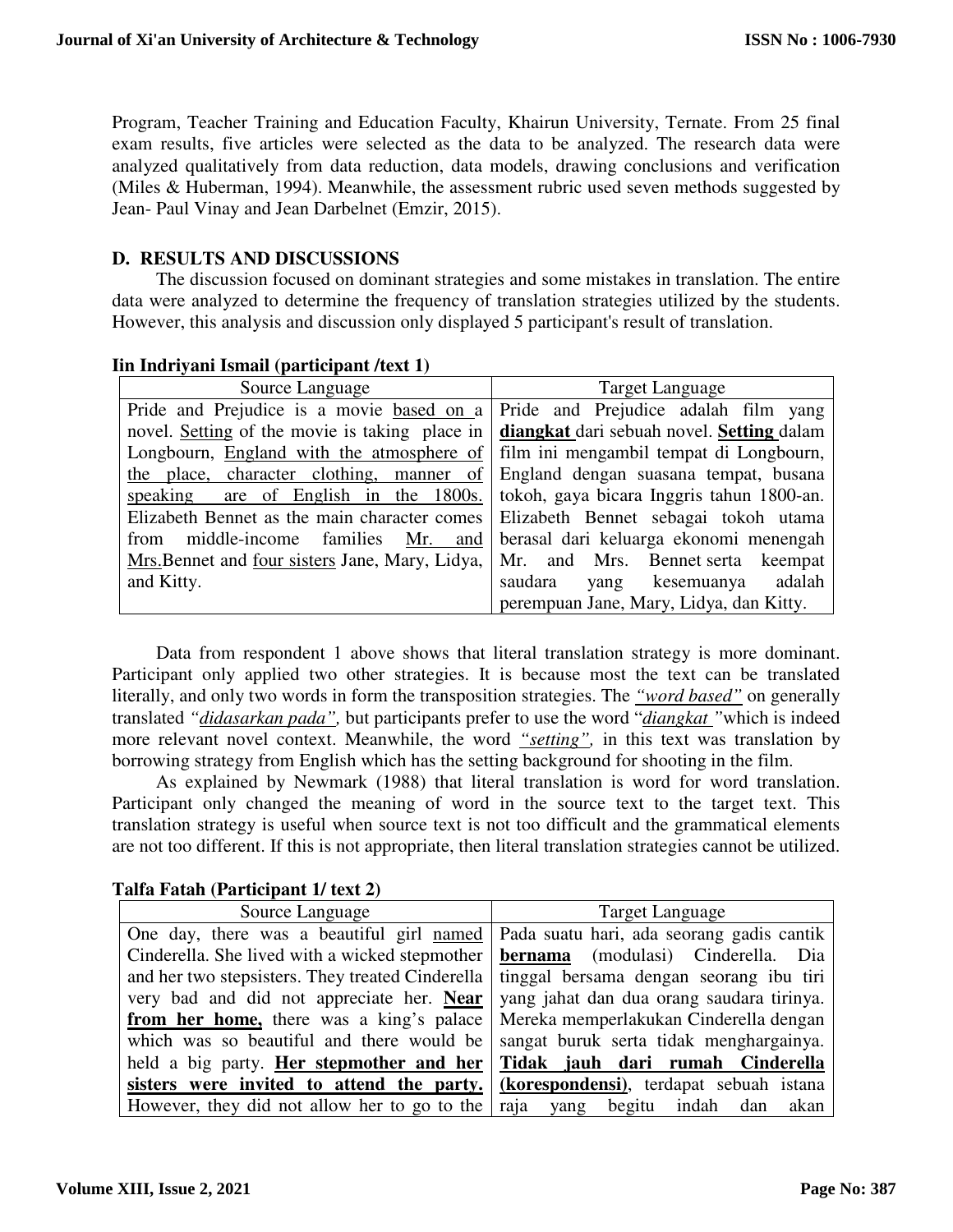Program, Teacher Training and Education Faculty, Khairun University, Ternate. From 25 final exam results, five articles were selected as the data to be analyzed. The research data were analyzed qualitatively from data reduction, data models, drawing conclusions and verification (Miles & Huberman, 1994). Meanwhile, the assessment rubric used seven methods suggested by Jean- Paul Vinay and Jean Darbelnet (Emzir, 2015).

## D. RESULTS AND DISCUSSIONS

The discussion focused on dominant strategies and some mistakes in translation. The entire data were analyzed to determine the frequency of translation strategies utilized by the students. However, this analysis and discussion only displayed 5 participant's result of translation.

**Iin Indriyani Ismail (participant /text 1)**

| Source Language | Target Language |
|---|---|
| Pride and Prejudice is a movie <u>based on</u> a novel. <u>Setting</u> of the movie is taking place in Longbourn, <u>England with the atmosphere of the place, character clothing, manner of speaking are of English in the 1800s.</u> Elizabeth Bennet as the main character comes from middle-income families <u>Mr. and Mrs.</u>Bennet and <u>four sisters</u> Jane, Mary, Lidya, and Kitty. | Pride and Prejudice adalah film yang <u>**diangkat**</u> dari sebuah novel. <u>**Setting**</u> dalam film ini mengambil tempat di Longbourn, England dengan suasana tempat, busana tokoh, gaya bicara Inggris tahun 1800-an. Elizabeth Bennet sebagai tokoh utama berasal dari keluarga ekonomi menengah Mr. and Mrs. Bennet serta keempat saudara yang kesemuanya adalah perempuan Jane, Mary, Lidya, dan Kitty. |

Data from respondent 1 above shows that literal translation strategy is more dominant. Participant only applied two other strategies. It is because most the text can be translated literally, and only two words in form the transposition strategies. The <u>*"word based"*</u> on generally translated <u>*"didasarkan pada"*</u>, but participants prefer to use the word "<u>*diangkat*</u>*"*which is indeed more relevant novel context. Meanwhile, the word <u>*"setting"*</u>, in this text was translation by borrowing strategy from English which has the setting background for shooting in the film.

As explained by Newmark (1988) that literal translation is word for word translation. Participant only changed the meaning of word in the source text to the target text. This translation strategy is useful when source text is not too difficult and the grammatical elements are not too different. If this is not appropriate, then literal translation strategies cannot be utilized.

**Talfa Fatah (Participant 1/ text 2)**

| Source Language | Target Language |
|---|---|
| One day, there was a beautiful girl <u>named</u> Cinderella. She lived with a wicked stepmother and her two stepsisters. They treated Cinderella very bad and did not appreciate her. <u>**Near from her home,**</u> there was a king's palace which was so beautiful and there would be held a big party. <u>**Her stepmother and her sisters were invited to attend the party.**</u> However, they did not allow her to go to the | Pada suatu hari, ada seorang gadis cantik <u>**bernama**</u> (modulasi) Cinderella. Dia tinggal bersama dengan seorang ibu tiri yang jahat dan dua orang saudara tirinya. Mereka memperlakukan Cinderella dengan sangat buruk serta tidak menghargainya. <u>**Tidak jauh dari rumah Cinderella (korespondensi)**</u>, terdapat sebuah istana raja yang begitu indah dan akan |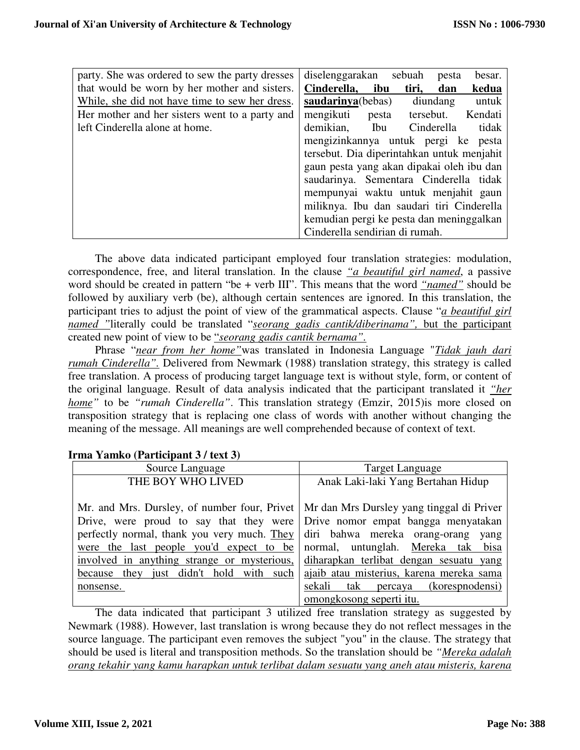| | |
|---|---|
| party. She was ordered to sew the party dresses that would be worn by her mother and sisters. <u>While, she did not have time to sew her dress.</u> Her mother and her sisters went to a party and left Cinderella alone at home. | diselenggarakan sebuah pesta besar. **<u>Cinderella, ibu tiri, dan kedua saudarinya</u>**(bebas) diundang untuk mengikuti pesta tersebut. Kendati demikian, Ibu Cinderella tidak mengizinkannya untuk pergi ke pesta tersebut. Dia diperintahkan untuk menjahit gaun pesta yang akan dipakai oleh ibu dan saudarinya. Sementara Cinderella tidak mempunyai waktu untuk menjahit gaun miliknya. Ibu dan saudari tiri Cinderella kemudian pergi ke pesta dan meninggalkan Cinderella sendirian di rumah. |

The above data indicated participant employed four translation strategies: modulation, correspondence, free, and literal translation. In the clause *<u>"a beautiful girl named</u>*, a passive word should be created in pattern "be + verb III". This means that the word *<u>"named"</u>* should be followed by auxiliary verb (be), although certain sentences are ignored. In this translation, the participant tries to adjust the point of view of the grammatical aspects. Clause "*<u>a beautiful girl named "</u>*literally could be translated "*<u>seorang gadis cantik/diberinama",</u>* <u>but the participant created new point of view to be "*seorang gadis cantik bernama".*</u>

Phrase "*<u>near from her home"</u>*was translated in Indonesia Language "*<u>Tidak jauh dari rumah Cinderella".</u>* Delivered from Newmark (1988) translation strategy, this strategy is called free translation. A process of producing target language text is without style, form, or content of the original language. Result of data analysis indicated that the participant translated it *<u>"her home"</u>* to be *"rumah Cinderella"*. This translation strategy (Emzir, 2015)is more closed on transposition strategy that is replacing one class of words with another without changing the meaning of the message. All meanings are well comprehended because of context of text.

**Irma Yamko (Participant 3 / text 3)**

| Source Language | Target Language |
|---|---|
| THE BOY WHO LIVED<br><br>Mr. and Mrs. Dursley, of number four, Privet Drive, were proud to say that they were perfectly normal, thank you very much. <u>They were the last people you'd expect to be involved in anything strange or mysterious, because they just didn't hold with such nonsense.</u> | Anak Laki-laki Yang Bertahan Hidup<br><br>Mr dan Mrs Dursley yang tinggal di Priver Drive nomor empat bangga menyatakan diri bahwa mereka orang-orang yang normal, untunglah. <u>Mereka tak bisa diharapkan terlibat dengan sesuatu yang ajaib atau misterius, karena mereka sama sekali tak percaya (korespnodensi) omongkosong seperti itu.</u> |

The data indicated that participant 3 utilized free translation strategy as suggested by Newmark (1988). However, last translation is wrong because they do not reflect messages in the source language. The participant even removes the subject "you" in the clause. The strategy that should be used is literal and transposition methods. So the translation should be *<u>"Mereka adalah orang tekahir yang kamu harapkan untuk terlibat dalam sesuatu yang aneh atau misteris, karena</u>*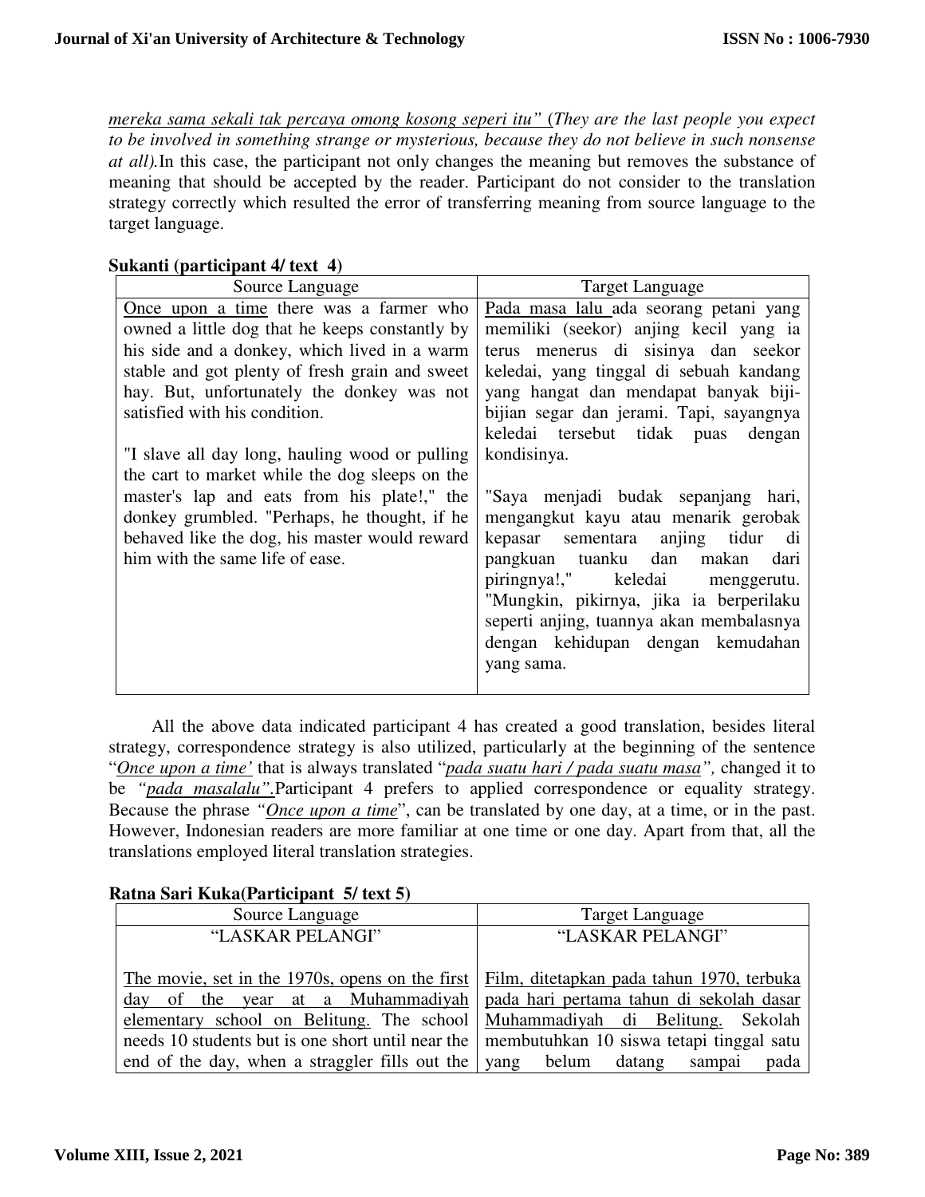*mereka sama sekali tak percaya omong kosong seperi itu"* (*They are the last people you expect to be involved in something strange or mysterious, because they do not believe in such nonsense at all).*In this case, the participant not only changes the meaning but removes the substance of meaning that should be accepted by the reader. Participant do not consider to the translation strategy correctly which resulted the error of transferring meaning from source language to the target language.

**Sukanti (participant 4/ text 4)**

| Source Language | Target Language |
| --- | --- |
| Once upon a time there was a farmer who owned a little dog that he keeps constantly by his side and a donkey, which lived in a warm stable and got plenty of fresh grain and sweet hay. But, unfortunately the donkey was not satisfied with his condition.<br><br>"I slave all day long, hauling wood or pulling the cart to market while the dog sleeps on the master's lap and eats from his plate!," the donkey grumbled. "Perhaps, he thought, if he behaved like the dog, his master would reward him with the same life of ease. | Pada masa lalu ada seorang petani yang memiliki (seekor) anjing kecil yang ia terus menerus di sisinya dan seekor keledai, yang tinggal di sebuah kandang yang hangat dan mendapat banyak biji-bijian segar dan jerami. Tapi, sayangnya keledai tersebut tidak puas dengan kondisinya.<br><br>"Saya menjadi budak sepanjang hari, mengangkut kayu atau menarik gerobak kepasar sementara anjing tidur di pangkuan tuanku dan makan dari piringnya!," keledai menggerutu. "Mungkin, pikirnya, jika ia berperilaku seperti anjing, tuannya akan membalasnya dengan kehidupan dengan kemudahan yang sama. |

All the above data indicated participant 4 has created a good translation, besides literal strategy, correspondence strategy is also utilized, particularly at the beginning of the sentence "*Once upon a time'* that is always translated "*pada suatu hari / pada suatu masa",* changed it to be *"pada masalalu".*Participant 4 prefers to applied correspondence or equality strategy. Because the phrase *"Once upon a time*", can be translated by one day, at a time, or in the past. However, Indonesian readers are more familiar at one time or one day. Apart from that, all the translations employed literal translation strategies.

**Ratna Sari Kuka(Participant 5/ text 5)**

| Source Language | Target Language |
| --- | --- |
| "LASKAR PELANGI"<br><br>The movie, set in the 1970s, opens on the first day of the year at a Muhammadiyah elementary school on Belitung. The school needs 10 students but is one short until near the end of the day, when a straggler fills out the | "LASKAR PELANGI"<br><br>Film, ditetapkan pada tahun 1970, terbuka pada hari pertama tahun di sekolah dasar Muhammadiyah di Belitung. Sekolah membutuhkan 10 siswa tetapi tinggal satu yang belum datang sampai pada |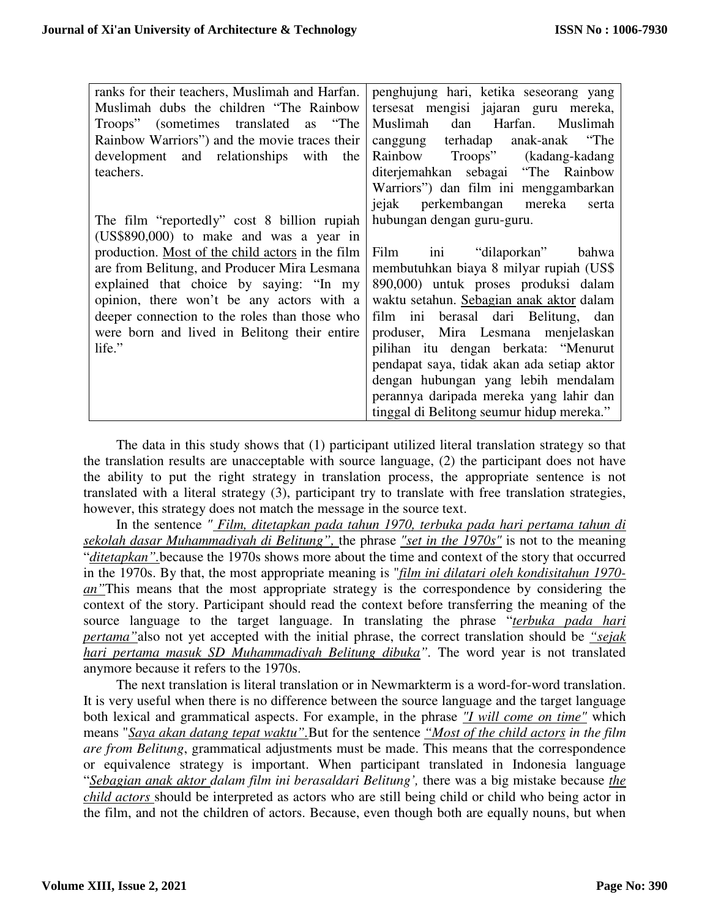| ranks for their teachers, Muslimah and Harfan. Muslimah dubs the children "The Rainbow Troops" (sometimes translated as "The Rainbow Warriors") and the movie traces their development and relationships with the teachers.<br><br>The film "reportedly" cost 8 billion rupiah (US$890,000) to make and was a year in production. <u>Most of the child actors</u> in the film are from Belitung, and Producer Mira Lesmana explained that choice by saying: "In my opinion, there won't be any actors with a deeper connection to the roles than those who were born and lived in Belitong their entire life." | penghujung hari, ketika seseorang yang tersesat mengisi jajaran guru mereka, Muslimah dan Harfan. Muslimah canggung terhadap anak-anak "The Rainbow Troops" (kadang-kadang diterjemahkan sebagai "The Rainbow Warriors") dan film ini menggambarkan jejak perkembangan mereka serta hubungan dengan guru-guru.<br><br>Film ini "dilaporkan" bahwa membutuhkan biaya 8 milyar rupiah (US$ 890,000) untuk proses produksi dalam waktu setahun. <u>Sebagian anak aktor</u> dalam film ini berasal dari Belitung, dan produser, Mira Lesmana menjelaskan pilihan itu dengan berkata: "Menurut pendapat saya, tidak akan ada setiap aktor dengan hubungan yang lebih mendalam perannya daripada mereka yang lahir dan tinggal di Belitong seumur hidup mereka." |
|---|---|

The data in this study shows that (1) participant utilized literal translation strategy so that the translation results are unacceptable with source language, (2) the participant does not have the ability to put the right strategy in translation process, the appropriate sentence is not translated with a literal strategy (3), participant try to translate with free translation strategies, however, this strategy does not match the message in the source text.

In the sentence *<u>" Film, ditetapkan pada tahun 1970, terbuka pada hari pertama tahun di sekolah dasar Muhammadiyah di Belitung",</u>* the phrase *<u>"set in the 1970s"</u>* is not to the meaning "*<u>ditetapkan".</u>*because the 1970s shows more about the time and context of the story that occurred in the 1970s. By that, the most appropriate meaning is "*<u>film ini dilatari oleh kondisitahun 1970-an"</u>*This means that the most appropriate strategy is the correspondence by considering the context of the story. Participant should read the context before transferring the meaning of the source language to the target language. In translating the phrase "*<u>terbuka pada hari pertama"</u>*also not yet accepted with the initial phrase, the correct translation should be *<u>"sejak hari pertama masuk SD Muhammadiyah Belitung dibuka</u>"*. The word year is not translated anymore because it refers to the 1970s.

The next translation is literal translation or in Newmarkterm is a word-for-word translation. It is very useful when there is no difference between the source language and the target language both lexical and grammatical aspects. For example, in the phrase *<u>"I will come on time"</u>* which means "*<u>Saya akan datang tepat waktu"</u>*.But for the sentence *<u>"Most of the child actors</u> in the film are from Belitung*, grammatical adjustments must be made. This means that the correspondence or equivalence strategy is important. When participant translated in Indonesia language "*<u>Sebagian anak aktor</u> dalam film ini berasaldari Belitung',* there was a big mistake because *<u>the child actors</u>* should be interpreted as actors who are still being child or child who being actor in the film, and not the children of actors. Because, even though both are equally nouns, but when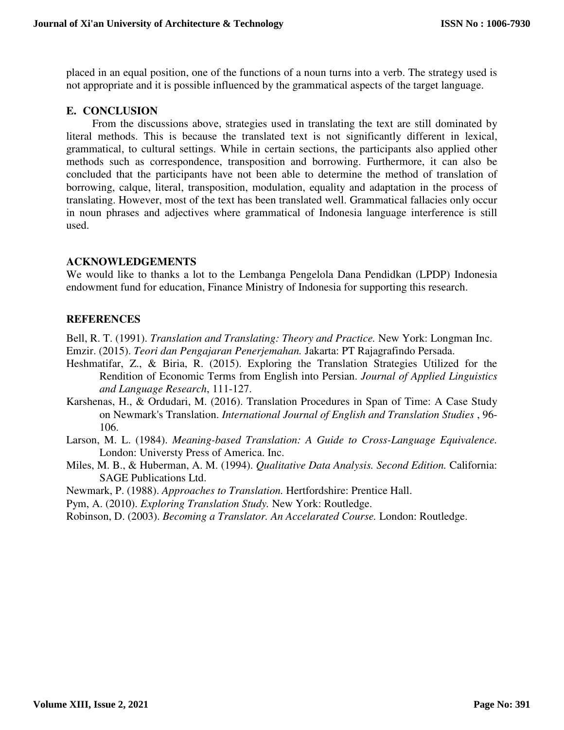placed in an equal position, one of the functions of a noun turns into a verb. The strategy used is not appropriate and it is possible influenced by the grammatical aspects of the target language.

## E. CONCLUSION

From the discussions above, strategies used in translating the text are still dominated by literal methods. This is because the translated text is not significantly different in lexical, grammatical, to cultural settings. While in certain sections, the participants also applied other methods such as correspondence, transposition and borrowing. Furthermore, it can also be concluded that the participants have not been able to determine the method of translation of borrowing, calque, literal, transposition, modulation, equality and adaptation in the process of translating. However, most of the text has been translated well. Grammatical fallacies only occur in noun phrases and adjectives where grammatical of Indonesia language interference is still used.

## ACKNOWLEDGEMENTS

We would like to thanks a lot to the Lembanga Pengelola Dana Pendidkan (LPDP) Indonesia endowment fund for education, Finance Ministry of Indonesia for supporting this research.

## REFERENCES

Bell, R. T. (1991). *Translation and Translating: Theory and Practice.* New York: Longman Inc.

Emzir. (2015). *Teori dan Pengajaran Penerjemahan.* Jakarta: PT Rajagrafindo Persada.

Heshmatifar, Z., & Biria, R. (2015). Exploring the Translation Strategies Utilized for the Rendition of Economic Terms from English into Persian. *Journal of Applied Linguistics and Language Research*, 111-127.

Karshenas, H., & Ordudari, M. (2016). Translation Procedures in Span of Time: A Case Study on Newmark's Translation. *International Journal of English and Translation Studies* , 96-106.

Larson, M. L. (1984). *Meaning-based Translation: A Guide to Cross-Language Equivalence.* London: Universty Press of America. Inc.

Miles, M. B., & Huberman, A. M. (1994). *Qualitative Data Analysis. Second Edition.* California: SAGE Publications Ltd.

Newmark, P. (1988). *Approaches to Translation.* Hertfordshire: Prentice Hall.

Pym, A. (2010). *Exploring Translation Study.* New York: Routledge.

Robinson, D. (2003). *Becoming a Translator. An Accelarated Course.* London: Routledge.